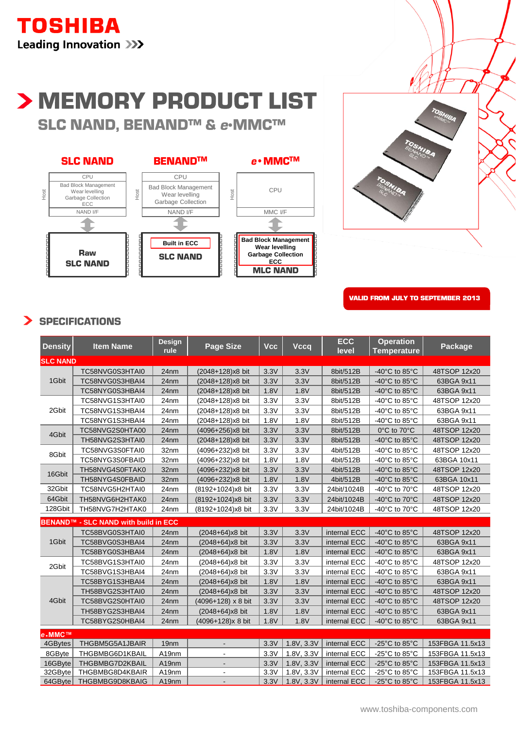# TOSHIBA

Leading Innovation >>>

# MEMORY PRODUCT LIST

## SLC NAND, BENAND™ & e•MMC™

| SLC NAND | BENAND™ | e•MMC™ |
|---|---|---|
| Host: CPU / Bad Block Management, Wear levelling, Garbage Collection, ECC / NAND I/F | Host: CPU / Bad Block Management, Wear levelling, Garbage Collection / NAND I/F | Host: CPU / MMC I/F |
| Raw SLC NAND | Built in ECC / SLC NAND | Bad Block Management, Wear levelling, Garbage Collection, ECC / MLC NAND |

VALID FROM JULY TO SEPTEMBER 2013

## SPECIFICATIONS

| Density | Item Name | Design rule | Page Size | Vcc | Vccq | ECC level | Operation Temperature | Package |
|---|---|---|---|---|---|---|---|---|
| **SLC NAND** | | | | | | | | |
| 1Gbit | TC58NVG0S3HTAI0 | 24nm | (2048+128)x8 bit | 3.3V | 3.3V | 8bit/512B | -40°C to 85°C | 48TSOP 12x20 |
| | TC58NVG0S3HBAI4 | 24nm | (2048+128)x8 bit | 3.3V | 3.3V | 8bit/512B | -40°C to 85°C | 63BGA 9x11 |
| | TC58NYG0S3HBAI4 | 24nm | (2048+128)x8 bit | 1.8V | 1.8V | 8bit/512B | -40°C to 85°C | 63BGA 9x11 |
| 2Gbit | TC58NVG1S3HTAI0 | 24nm | (2048+128)x8 bit | 3.3V | 3.3V | 8bit/512B | -40°C to 85°C | 48TSOP 12x20 |
| | TC58NVG1S3HBAI4 | 24nm | (2048+128)x8 bit | 3.3V | 3.3V | 8bit/512B | -40°C to 85°C | 63BGA 9x11 |
| | TC58NYG1S3HBAI4 | 24nm | (2048+128)x8 bit | 1.8V | 1.8V | 8bit/512B | -40°C to 85°C | 63BGA 9x11 |
| 4Gbit | TC58NVG2S0HTA00 | 24nm | (4096+256)x8 bit | 3.3V | 3.3V | 8bit/512B | 0°C to 70°C | 48TSOP 12x20 |
| | TH58NVG2S3HTAI0 | 24nm | (2048+128)x8 bit | 3.3V | 3.3V | 8bit/512B | -40°C to 85°C | 48TSOP 12x20 |
| 8Gbit | TC58NVG3S0FTAI0 | 32nm | (4096+232)x8 bit | 3.3V | 3.3V | 4bit/512B | -40°C to 85°C | 48TSOP 12x20 |
| | TC58NYG3S0FBAID | 32nm | (4096+232)x8 bit | 1.8V | 1.8V | 4bit/512B | -40°C to 85°C | 63BGA 10x11 |
| 16Gbit | TH58NVG4S0FTAK0 | 32nm | (4096+232)x8 bit | 3.3V | 3.3V | 4bit/512B | -40°C to 85°C | 48TSOP 12x20 |
| | TH58NYG4S0FBAID | 32nm | (4096+232)x8 bit | 1.8V | 1.8V | 4bit/512B | -40°C to 85°C | 63BGA 10x11 |
| 32Gbit | TC58NVG5H2HTAI0 | 24nm | (8192+1024)x8 bit | 3.3V | 3.3V | 24bit/1024B | -40°C to 70°C | 48TSOP 12x20 |
| 64Gbit | TH58NVG6H2HTAK0 | 24nm | (8192+1024)x8 bit | 3.3V | 3.3V | 24bit/1024B | -40°C to 70°C | 48TSOP 12x20 |
| 128Gbit | TH58NVG7H2HTAK0 | 24nm | (8192+1024)x8 bit | 3.3V | 3.3V | 24bit/1024B | -40°C to 70°C | 48TSOP 12x20 |
| **BENAND™ - SLC NAND with build in ECC** | | | | | | | | |
| 1Gbit | TC58BVG0S3HTAI0 | 24nm | (2048+64)x8 bit | 3.3V | 3.3V | internal ECC | -40°C to 85°C | 48TSOP 12x20 |
| | TC58BVG0S3HBAI4 | 24nm | (2048+64)x8 bit | 3.3V | 3.3V | internal ECC | -40°C to 85°C | 63BGA 9x11 |
| | TC58BYG0S3HBAI4 | 24nm | (2048+64)x8 bit | 1.8V | 1.8V | internal ECC | -40°C to 85°C | 63BGA 9x11 |
| 2Gbit | TC58BVG1S3HTAI0 | 24nm | (2048+64)x8 bit | 3.3V | 3.3V | internal ECC | -40°C to 85°C | 48TSOP 12x20 |
| | TC58BVG1S3HBAI4 | 24nm | (2048+64)x8 bit | 3.3V | 3.3V | internal ECC | -40°C to 85°C | 63BGA 9x11 |
| 4Gbit | TC58BYG1S3HBAI4 | 24nm | (2048+64)x8 bit | 1.8V | 1.8V | internal ECC | -40°C to 85°C | 63BGA 9x11 |
| | TH58BVG2S3HTAI0 | 24nm | (2048+64)x8 bit | 3.3V | 3.3V | internal ECC | -40°C to 85°C | 48TSOP 12x20 |
| | TC58BVG2S0HTAI0 | 24nm | (4096+128) x 8 bit | 3.3V | 3.3V | internal ECC | -40°C to 85°C | 48TSOP 12x20 |
| | TH58BYG2S3HBAI4 | 24nm | (2048+64)x8 bit | 1.8V | 1.8V | internal ECC | -40°C to 85°C | 63BGA 9x11 |
| | TC58BYG2S0HBAI4 | 24nm | (4096+128)x 8 bit | 1.8V | 1.8V | internal ECC | -40°C to 85°C | 63BGA 9x11 |
| **e•MMC™** | | | | | | | | |
| 4GBytes | THGBM5G5A1JBAIR | 19nm | - | 3.3V | 1.8V, 3.3V | internal ECC | -25°C to 85°C | 153FBGA 11.5x13 |
| 8GByte | THGBMBG6D1KBAIL | A19nm | - | 3.3V | 1.8V, 3.3V | internal ECC | -25°C to 85°C | 153FBGA 11.5x13 |
| 16GByte | THGBMBG7D2KBAIL | A19nm | - | 3.3V | 1.8V, 3.3V | internal ECC | -25°C to 85°C | 153FBGA 11.5x13 |
| 32GByte | THGBMBG8D4KBAIR | A19nm | - | 3.3V | 1.8V, 3.3V | internal ECC | -25°C to 85°C | 153FBGA 11.5x13 |
| 64GByte | THGBMBG9D8KBAIG | A19nm | - | 3.3V | 1.8V, 3.3V | internal ECC | -25°C to 85°C | 153FBGA 11.5x13 |

www.toshiba-components.com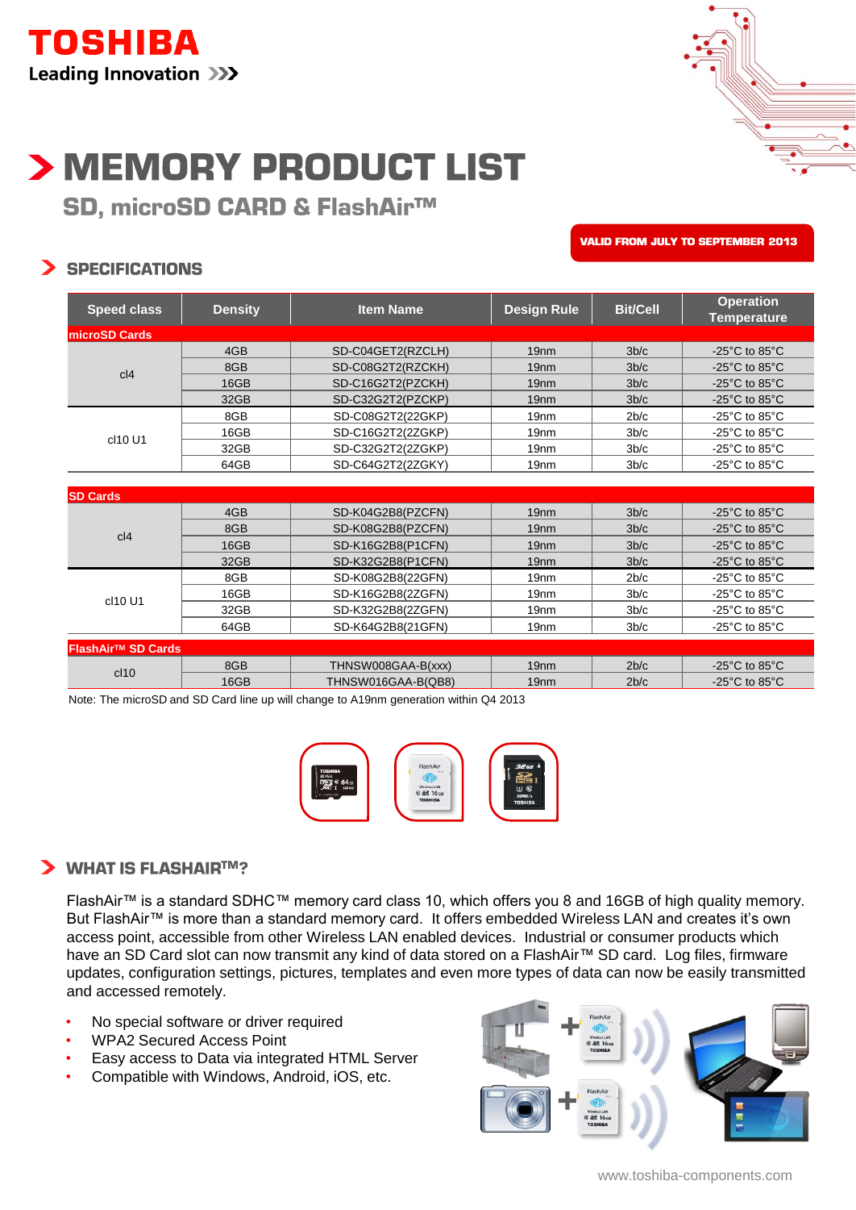# TOSHIBA

Leading Innovation >>>

# MEMORY PRODUCT LIST

## SD, microSD CARD & FlashAir™

VALID FROM JULY TO SEPTEMBER 2013

## SPECIFICATIONS

| Speed class | Density | Item Name | Design Rule | Bit/Cell | Operation Temperature |
|---|---|---|---|---|---|
| **microSD Cards** | | | | | |
| cl4 | 4GB | SD-C04GET2(RZCLH) | 19nm | 3b/c | -25°C to 85°C |
| | 8GB | SD-C08G2T2(RZCKH) | 19nm | 3b/c | -25°C to 85°C |
| | 16GB | SD-C16G2T2(PZCKH) | 19nm | 3b/c | -25°C to 85°C |
| | 32GB | SD-C32G2T2(PZCKP) | 19nm | 3b/c | -25°C to 85°C |
| cl10 U1 | 8GB | SD-C08G2T2(22GKP) | 19nm | 2b/c | -25°C to 85°C |
| | 16GB | SD-C16G2T2(22GKP) | 19nm | 3b/c | -25°C to 85°C |
| | 32GB | SD-C32G2T2(22GKP) | 19nm | 3b/c | -25°C to 85°C |
| | 64GB | SD-C64G2T2(2ZGKY) | 19nm | 3b/c | -25°C to 85°C |
| **SD Cards** | | | | | |
| cl4 | 4GB | SD-K04G2B8(PZCFN) | 19nm | 3b/c | -25°C to 85°C |
| | 8GB | SD-K08G2B8(PZCFN) | 19nm | 3b/c | -25°C to 85°C |
| | 16GB | SD-K16G2B8(P1CFN) | 19nm | 3b/c | -25°C to 85°C |
| | 32GB | SD-K32G2B8(P1CFN) | 19nm | 3b/c | -25°C to 85°C |
| cl10 U1 | 8GB | SD-K08G2B8(22GFN) | 19nm | 2b/c | -25°C to 85°C |
| | 16GB | SD-K16G2B8(2ZGFN) | 19nm | 3b/c | -25°C to 85°C |
| | 32GB | SD-K32G2B8(2ZGFN) | 19nm | 3b/c | -25°C to 85°C |
| | 64GB | SD-K64G2B8(21GFN) | 19nm | 3b/c | -25°C to 85°C |
| **FlashAir™ SD Cards** | | | | | |
| cl10 | 8GB | THNSW008GAA-B(xxx) | 19nm | 2b/c | -25°C to 85°C |
| | 16GB | THNSW016GAA-B(QB8) | 19nm | 2b/c | -25°C to 85°C |

Note: The microSD and SD Card line up will change to A19nm generation within Q4 2013

## WHAT IS FLASHAIR™?

FlashAir™ is a standard SDHC™ memory card class 10, which offers you 8 and 16GB of high quality memory. But FlashAir™ is more than a standard memory card. It offers embedded Wireless LAN and creates it's own access point, accessible from other Wireless LAN enabled devices. Industrial or consumer products which have an SD Card slot can now transmit any kind of data stored on a FlashAir™ SD card. Log files, firmware updates, configuration settings, pictures, templates and even more types of data can now be easily transmitted and accessed remotely.

- No special software or driver required
- WPA2 Secured Access Point
- Easy access to Data via integrated HTML Server
- Compatible with Windows, Android, iOS, etc.

www.toshiba-components.com